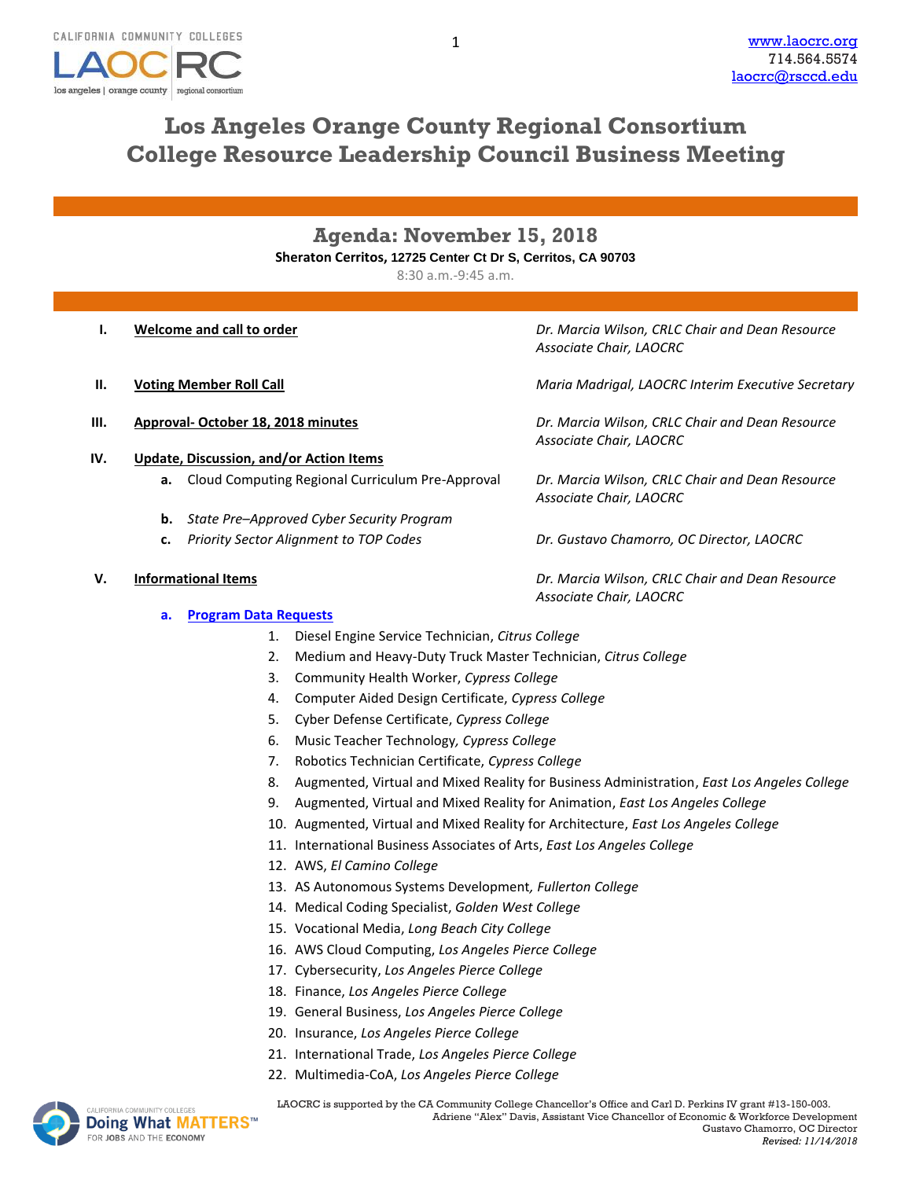CALIFORNIA COMMUNITY COLLEGES

LAOCRC
los angeles | orange county | regional consortium

www.laocrc.org
714.564.5574
laocrc@rsccd.edu

# Los Angeles Orange County Regional Consortium
# College Resource Leadership Council Business Meeting

## Agenda: November 15, 2018

**Sheraton Cerritos, 12725 Center Ct Dr S, Cerritos, CA 90703**

8:30 a.m.-9:45 a.m.

**I.** **Welcome and call to order** — *Dr. Marcia Wilson, CRLC Chair and Dean Resource Associate Chair, LAOCRC*

**II.** **Voting Member Roll Call** — *Maria Madrigal, LAOCRC Interim Executive Secretary*

**III.** **Approval- October 18, 2018 minutes** — *Dr. Marcia Wilson, CRLC Chair and Dean Resource Associate Chair, LAOCRC*

**IV.** **Update, Discussion, and/or Action Items**

- **a.** Cloud Computing Regional Curriculum Pre-Approval — *Dr. Marcia Wilson, CRLC Chair and Dean Resource Associate Chair, LAOCRC*
- **b.** *State Pre–Approved Cyber Security Program*
- **c.** *Priority Sector Alignment to TOP Codes* — *Dr. Gustavo Chamorro, OC Director, LAOCRC*

**V.** **Informational Items** — *Dr. Marcia Wilson, CRLC Chair and Dean Resource Associate Chair, LAOCRC*

- **a.** **Program Data Requests**
  1. Diesel Engine Service Technician, *Citrus College*
  2. Medium and Heavy-Duty Truck Master Technician, *Citrus College*
  3. Community Health Worker, *Cypress College*
  4. Computer Aided Design Certificate, *Cypress College*
  5. Cyber Defense Certificate, *Cypress College*
  6. Music Teacher Technology, *Cypress College*
  7. Robotics Technician Certificate, *Cypress College*
  8. Augmented, Virtual and Mixed Reality for Business Administration, *East Los Angeles College*
  9. Augmented, Virtual and Mixed Reality for Animation, *East Los Angeles College*
  10. Augmented, Virtual and Mixed Reality for Architecture, *East Los Angeles College*
  11. International Business Associates of Arts, *East Los Angeles College*
  12. AWS, *El Camino College*
  13. AS Autonomous Systems Development, *Fullerton College*
  14. Medical Coding Specialist, *Golden West College*
  15. Vocational Media, *Long Beach City College*
  16. AWS Cloud Computing, *Los Angeles Pierce College*
  17. Cybersecurity, *Los Angeles Pierce College*
  18. Finance, *Los Angeles Pierce College*
  19. General Business, *Los Angeles Pierce College*
  20. Insurance, *Los Angeles Pierce College*
  21. International Trade, *Los Angeles Pierce College*
  22. Multimedia-CoA, *Los Angeles Pierce College*

CALIFORNIA COMMUNITY COLLEGES
Doing What MATTERS™ FOR JOBS AND THE ECONOMY

LAOCRC is supported by the CA Community College Chancellor's Office and Carl D. Perkins IV grant #13-150-003.
Adriene "Alex" Davis, Assistant Vice Chancellor of Economic & Workforce Development
Gustavo Chamorro, OC Director
*Revised: 11/14/2018*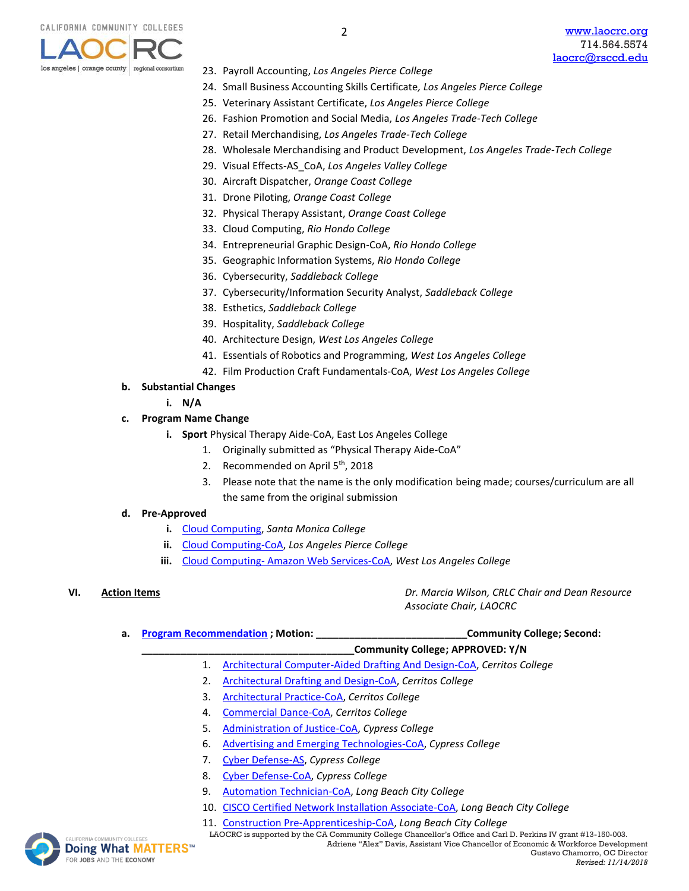23. Payroll Accounting, *Los Angeles Pierce College*
24. Small Business Accounting Skills Certificate, *Los Angeles Pierce College*
25. Veterinary Assistant Certificate, *Los Angeles Pierce College*
26. Fashion Promotion and Social Media, *Los Angeles Trade-Tech College*
27. Retail Merchandising, *Los Angeles Trade-Tech College*
28. Wholesale Merchandising and Product Development, *Los Angeles Trade-Tech College*
29. Visual Effects-AS_CoA, *Los Angeles Valley College*
30. Aircraft Dispatcher, *Orange Coast College*
31. Drone Piloting, *Orange Coast College*
32. Physical Therapy Assistant, *Orange Coast College*
33. Cloud Computing, *Rio Hondo College*
34. Entrepreneurial Graphic Design-CoA, *Rio Hondo College*
35. Geographic Information Systems, *Rio Hondo College*
36. Cybersecurity, *Saddleback College*
37. Cybersecurity/Information Security Analyst, *Saddleback College*
38. Esthetics, *Saddleback College*
39. Hospitality, *Saddleback College*
40. Architecture Design, *West Los Angeles College*
41. Essentials of Robotics and Programming, *West Los Angeles College*
42. Film Production Craft Fundamentals-CoA, *West Los Angeles College*

**b. Substantial Changes**

**i. N/A**

**c. Program Name Change**

**i. Sport** Physical Therapy Aide-CoA, East Los Angeles College

1. Originally submitted as "Physical Therapy Aide-CoA"
2. Recommended on April 5th, 2018
3. Please note that the name is the only modification being made; courses/curriculum are all the same from the original submission

**d. Pre-Approved**

**i.** Cloud Computing, *Santa Monica College*

**ii.** Cloud Computing-CoA, *Los Angeles Pierce College*

**iii.** Cloud Computing- Amazon Web Services-CoA, *West Los Angeles College*

## VI. Action Items

*Dr. Marcia Wilson, CRLC Chair and Dean Resource Associate Chair, LAOCRC*

**a.** Program Recommendation **; Motion: \_\_\_\_\_\_\_\_\_\_\_\_\_\_\_\_\_\_\_\_\_\_\_\_\_\_Community College; Second: \_\_\_\_\_\_\_\_\_\_\_\_\_\_\_\_\_\_\_\_\_\_\_\_\_\_\_\_\_\_\_\_\_\_\_\_Community College; APPROVED: Y/N**

1. Architectural Computer-Aided Drafting And Design-CoA, *Cerritos College*
2. Architectural Drafting and Design-CoA, *Cerritos College*
3. Architectural Practice-CoA, *Cerritos College*
4. Commercial Dance-CoA, *Cerritos College*
5. Administration of Justice-CoA, *Cypress College*
6. Advertising and Emerging Technologies-CoA, *Cypress College*
7. Cyber Defense-AS, *Cypress College*
8. Cyber Defense-CoA, *Cypress College*
9. Automation Technician-CoA, *Long Beach City College*
10. CISCO Certified Network Installation Associate-CoA, *Long Beach City College*
11. Construction Pre-Apprenticeship-CoA, *Long Beach City College*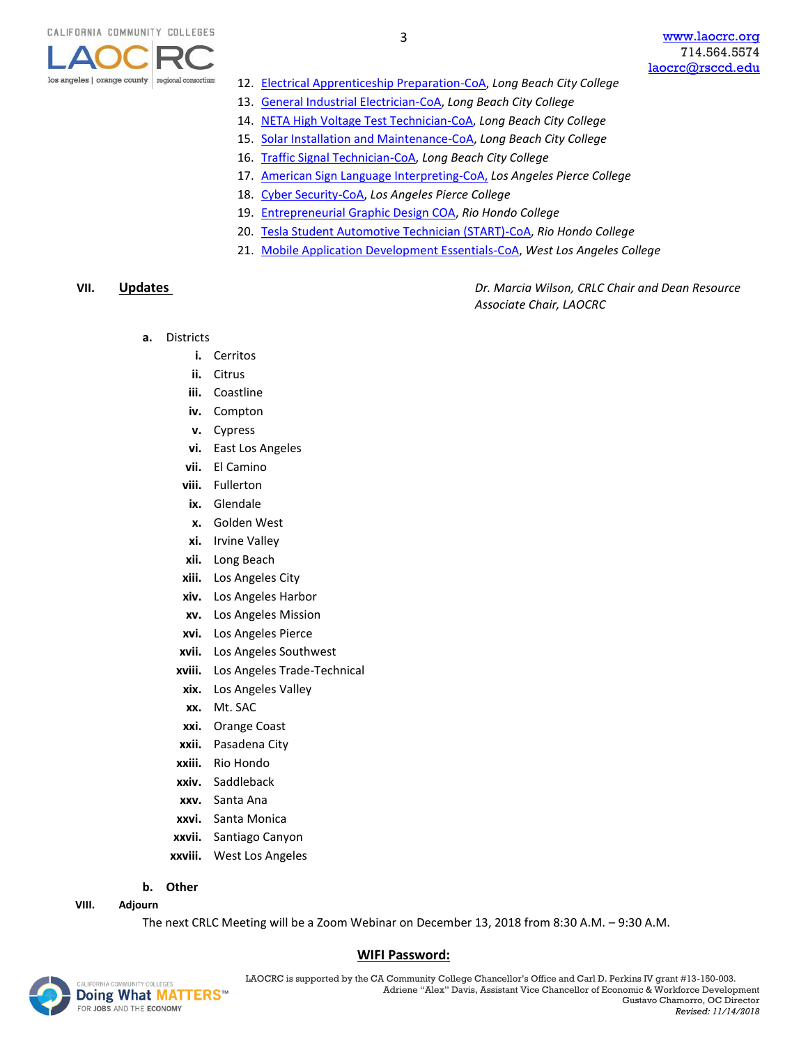12. Electrical Apprenticeship Preparation-CoA, *Long Beach City College*
13. General Industrial Electrician-CoA, *Long Beach City College*
14. NETA High Voltage Test Technician-CoA, *Long Beach City College*
15. Solar Installation and Maintenance-CoA, *Long Beach City College*
16. Traffic Signal Technician-CoA, *Long Beach City College*
17. American Sign Language Interpreting-CoA, *Los Angeles Pierce College*
18. Cyber Security-CoA, *Los Angeles Pierce College*
19. Entrepreneurial Graphic Design COA, *Rio Hondo College*
20. Tesla Student Automotive Technician (START)-CoA, *Rio Hondo College*
21. Mobile Application Development Essentials-CoA, *West Los Angeles College*

**VII. Updates** — *Dr. Marcia Wilson, CRLC Chair and Dean Resource Associate Chair, LAOCRC*

a. Districts
   i. Cerritos
   ii. Citrus
   iii. Coastline
   iv. Compton
   v. Cypress
   vi. East Los Angeles
   vii. El Camino
   viii. Fullerton
   ix. Glendale
   x. Golden West
   xi. Irvine Valley
   xii. Long Beach
   xiii. Los Angeles City
   xiv. Los Angeles Harbor
   xv. Los Angeles Mission
   xvi. Los Angeles Pierce
   xvii. Los Angeles Southwest
   xviii. Los Angeles Trade-Technical
   xix. Los Angeles Valley
   xx. Mt. SAC
   xxi. Orange Coast
   xxii. Pasadena City
   xxiii. Rio Hondo
   xxiv. Saddleback
   xxv. Santa Ana
   xxvi. Santa Monica
   xxvii. Santiago Canyon
   xxviii. West Los Angeles

b. **Other**

**VIII. Adjourn**

The next CRLC Meeting will be a Zoom Webinar on December 13, 2018 from 8:30 A.M. – 9:30 A.M.

**WIFI Password:**

LAOCRC is supported by the CA Community College Chancellor's Office and Carl D. Perkins IV grant #13-150-003.
Adriene "Alex" Davis, Assistant Vice Chancellor of Economic & Workforce Development
Gustavo Chamorro, OC Director
*Revised: 11/14/2018*